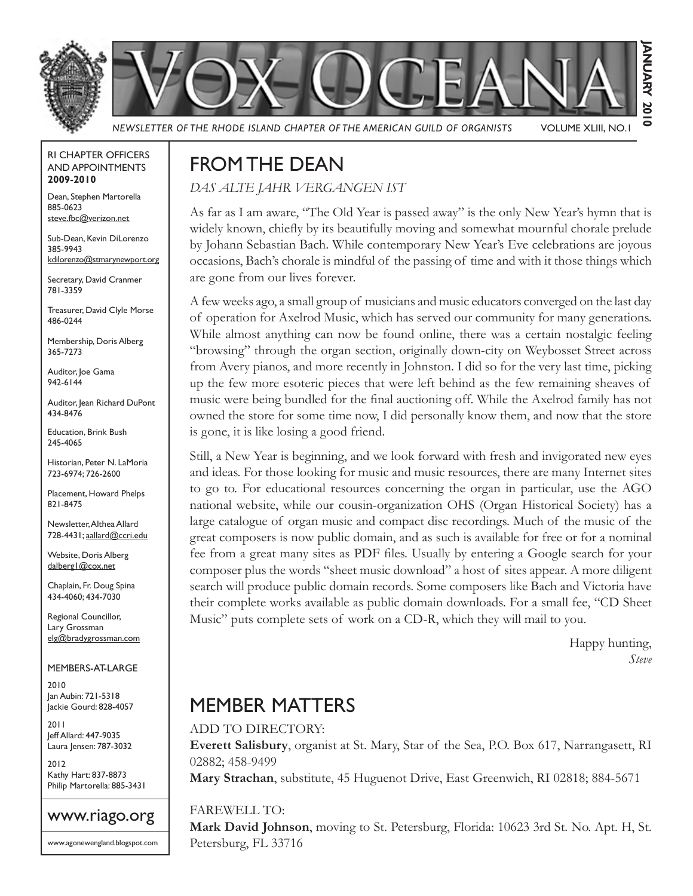# VOX OCEANA

*NEWSLETTER OF THE RHODE ISLAND CHAPTER OF THE AMERICAN GUILD OF ORGANISTS* VOLUME XLIII, NO. 1

**JANUARY 2010**

RI CHAPTER OFFICERS AND APPOINTMENTS
**2009-2010**

Dean, Stephen Martorella
885-0623
steve.fbc@verizon.net

Sub-Dean, Kevin DiLorenzo
385-9943
kdilorenzo@stmarynewport.org

Secretary, David Cranmer
781-3359

Treasurer, David Clyle Morse
486-0244

Membership, Doris Alberg
365-7273

Auditor, Joe Gama
942-6144

Auditor, Jean Richard DuPont
434-8476

Education, Brink Bush
245-4065

Historian, Peter N. LaMoria
723-6974; 726-2600

Placement, Howard Phelps
821-8475

Newsletter, Althea Allard
728-4431; aallard@ccri.edu

Website, Doris Alberg
dalberg1@cox.net

Chaplain, Fr. Doug Spina
434-4060; 434-7030

Regional Councillor,
Lary Grossman
elg@bradygrossman.com

MEMBERS-AT-LARGE

2010
Jan Aubin: 721-5318
Jackie Gourd: 828-4057

2011
Jeff Allard: 447-9035
Laura Jensen: 787-3032

2012
Kathy Hart: 837-8873
Philip Martorella: 885-3431

www.riago.org

www.agonewengland.blogspot.com

## FROM THE DEAN

*DAS ALTE JAHR VERGANGEN IST*

As far as I am aware, "The Old Year is passed away" is the only New Year's hymn that is widely known, chiefly by its beautifully moving and somewhat mournful chorale prelude by Johann Sebastian Bach. While contemporary New Year's Eve celebrations are joyous occasions, Bach's chorale is mindful of the passing of time and with it those things which are gone from our lives forever.

A few weeks ago, a small group of musicians and music educators converged on the last day of operation for Axelrod Music, which has served our community for many generations. While almost anything can now be found online, there was a certain nostalgic feeling "browsing" through the organ section, originally down-city on Weybosset Street across from Avery pianos, and more recently in Johnston. I did so for the very last time, picking up the few more esoteric pieces that were left behind as the few remaining sheaves of music were being bundled for the final auctioning off. While the Axelrod family has not owned the store for some time now, I did personally know them, and now that the store is gone, it is like losing a good friend.

Still, a New Year is beginning, and we look forward with fresh and invigorated new eyes and ideas. For those looking for music and music resources, there are many Internet sites to go to. For educational resources concerning the organ in particular, use the AGO national website, while our cousin-organization OHS (Organ Historical Society) has a large catalogue of organ music and compact disc recordings. Much of the music of the great composers is now public domain, and as such is available for free or for a nominal fee from a great many sites as PDF files. Usually by entering a Google search for your composer plus the words "sheet music download" a host of sites appear. A more diligent search will produce public domain records. Some composers like Bach and Victoria have their complete works available as public domain downloads. For a small fee, "CD Sheet Music" puts complete sets of work on a CD-R, which they will mail to you.

Happy hunting,
*Steve*

## MEMBER MATTERS

ADD TO DIRECTORY:
**Everett Salisbury**, organist at St. Mary, Star of the Sea, P.O. Box 617, Narragansett, RI 02882; 458-9499
**Mary Strachan**, substitute, 45 Huguenot Drive, East Greenwich, RI 02818; 884-5671

FAREWELL TO:
**Mark David Johnson**, moving to St. Petersburg, Florida: 10623 3rd St. No. Apt. H, St. Petersburg, FL 33716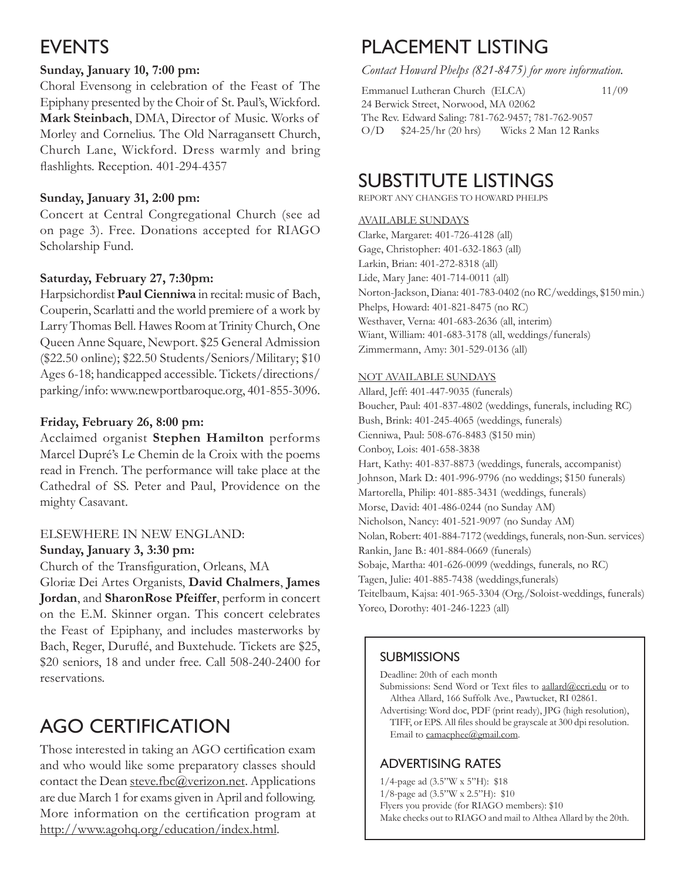# EVENTS

**Sunday, January 10, 7:00 pm:**

Choral Evensong in celebration of the Feast of The Epiphany presented by the Choir of St. Paul's, Wickford. **Mark Steinbach**, DMA, Director of Music. Works of Morley and Cornelius. The Old Narragansett Church, Church Lane, Wickford. Dress warmly and bring flashlights. Reception. 401-294-4357

**Sunday, January 31, 2:00 pm:**

Concert at Central Congregational Church (see ad on page 3). Free. Donations accepted for RIAGO Scholarship Fund.

**Saturday, February 27, 7:30pm:**

Harpsichordist **Paul Cienniwa** in recital: music of Bach, Couperin, Scarlatti and the world premiere of a work by Larry Thomas Bell. Hawes Room at Trinity Church, One Queen Anne Square, Newport. $25 General Admission ($22.50 online); $22.50 Students/Seniors/Military; $10 Ages 6-18; handicapped accessible. Tickets/directions/parking/info: www.newportbaroque.org, 401-855-3096.

**Friday, February 26, 8:00 pm:**

Acclaimed organist **Stephen Hamilton** performs Marcel Dupré's Le Chemin de la Croix with the poems read in French. The performance will take place at the Cathedral of SS. Peter and Paul, Providence on the mighty Casavant.

ELSEWHERE IN NEW ENGLAND:

**Sunday, January 3, 3:30 pm:**

Church of the Transfiguration, Orleans, MA

Gloriæ Dei Artes Organists, **David Chalmers**, **James Jordan**, and **SharonRose Pfeiffer**, perform in concert on the E.M. Skinner organ. This concert celebrates the Feast of Epiphany, and includes masterworks by Bach, Reger, Duruflé, and Buxtehude. Tickets are $25, $20 seniors, 18 and under free. Call 508-240-2400 for reservations.

# AGO CERTIFICATION

Those interested in taking an AGO certification exam and who would like some preparatory classes should contact the Dean steve.fbc@verizon.net. Applications are due March 1 for exams given in April and following. More information on the certification program at http://www.agohq.org/education/index.html.

# PLACEMENT LISTING

*Contact Howard Phelps (821-8475) for more information.*

Emmanuel Lutheran Church (ELCA) 11/09
24 Berwick Street, Norwood, MA 02062
The Rev. Edward Saling: 781-762-9457; 781-762-9057
O/D $24-25/hr (20 hrs) Wicks 2 Man 12 Ranks

# SUBSTITUTE LISTINGS

REPORT ANY CHANGES TO HOWARD PHELPS

AVAILABLE SUNDAYS

Clarke, Margaret: 401-726-4128 (all)
Gage, Christopher: 401-632-1863 (all)
Larkin, Brian: 401-272-8318 (all)
Lide, Mary Jane: 401-714-0011 (all)
Norton-Jackson, Diana: 401-783-0402 (no RC/weddings, $150 min.)
Phelps, Howard: 401-821-8475 (no RC)
Westhaver, Verna: 401-683-2636 (all, interim)
Wiant, William: 401-683-3178 (all, weddings/funerals)
Zimmermann, Amy: 301-529-0136 (all)

NOT AVAILABLE SUNDAYS

Allard, Jeff: 401-447-9035 (funerals)
Boucher, Paul: 401-837-4802 (weddings, funerals, including RC)
Bush, Brink: 401-245-4065 (weddings, funerals)
Cienniwa, Paul: 508-676-8483 ($150 min)
Conboy, Lois: 401-658-3838
Hart, Kathy: 401-837-8873 (weddings, funerals, accompanist)
Johnson, Mark D.: 401-996-9796 (no weddings; $150 funerals)
Martorella, Philip: 401-885-3431 (weddings, funerals)
Morse, David: 401-486-0244 (no Sunday AM)
Nicholson, Nancy: 401-521-9097 (no Sunday AM)
Nolan, Robert: 401-884-7172 (weddings, funerals, non-Sun. services)
Rankin, Jane B.: 401-884-0669 (funerals)
Sobaje, Martha: 401-626-0099 (weddings, funerals, no RC)
Tagen, Julie: 401-885-7438 (weddings,funerals)
Teitelbaum, Kajsa: 401-965-3304 (Org./Soloist-weddings, funerals)
Yoreo, Dorothy: 401-246-1223 (all)

## SUBMISSIONS

Deadline: 20th of each month
Submissions: Send Word or Text files to aallard@ccri.edu or to Althea Allard, 166 Suffolk Ave., Pawtucket, RI 02861.
Advertising: Word doc, PDF (print ready), JPG (high resolution), TIFF, or EPS. All files should be grayscale at 300 dpi resolution. Email to camacphee@gmail.com.

## ADVERTISING RATES

1/4-page ad (3.5"W x 5"H): $18
1/8-page ad (3.5"W x 2.5"H): $10
Flyers you provide (for RIAGO members): $10
Make checks out to RIAGO and mail to Althea Allard by the 20th.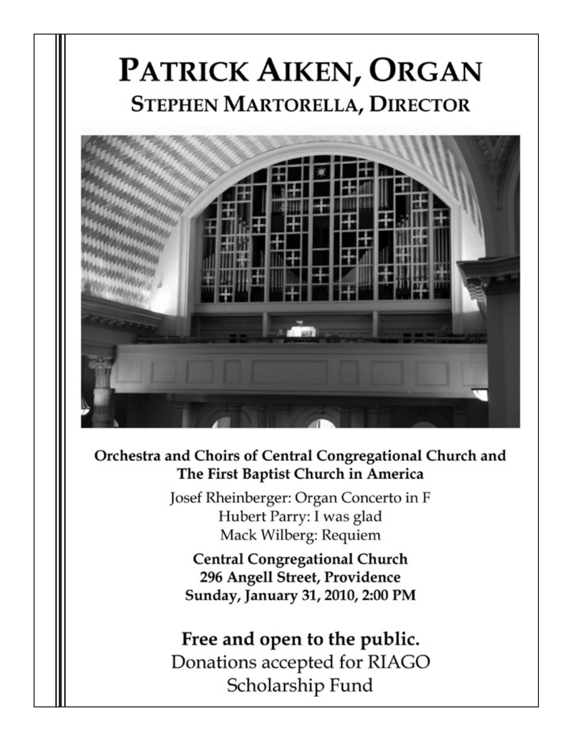# PATRICK AIKEN, ORGAN

## STEPHEN MARTORELLA, DIRECTOR

**Orchestra and Choirs of Central Congregational Church and The First Baptist Church in America**

Josef Rheinberger: Organ Concerto in F
Hubert Parry: I was glad
Mack Wilberg: Requiem

**Central Congregational Church**
**296 Angell Street, Providence**
**Sunday, January 31, 2010, 2:00 PM**

**Free and open to the public.**
Donations accepted for RIAGO Scholarship Fund